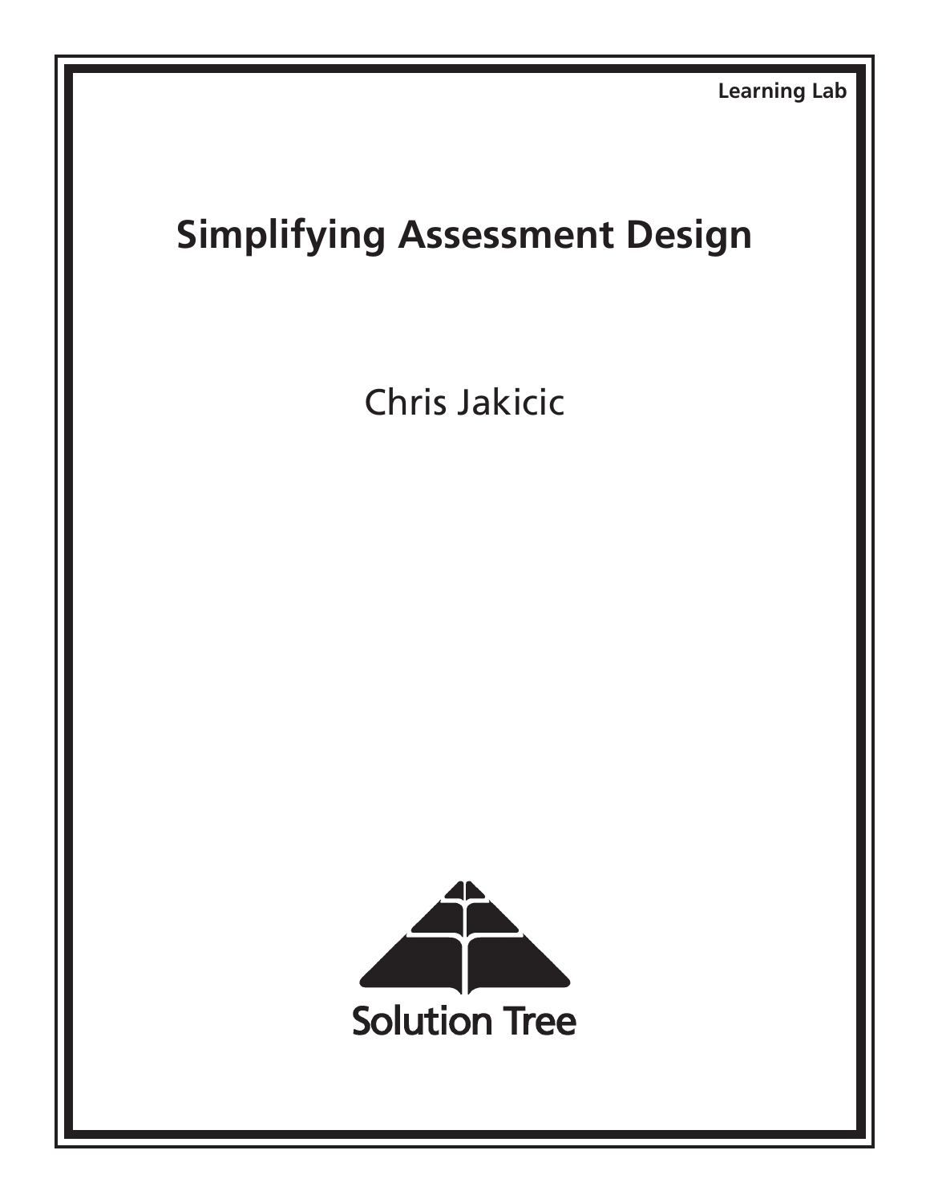Learning Lab

# Simplifying Assessment Design

Chris Jakicic

Solution Tree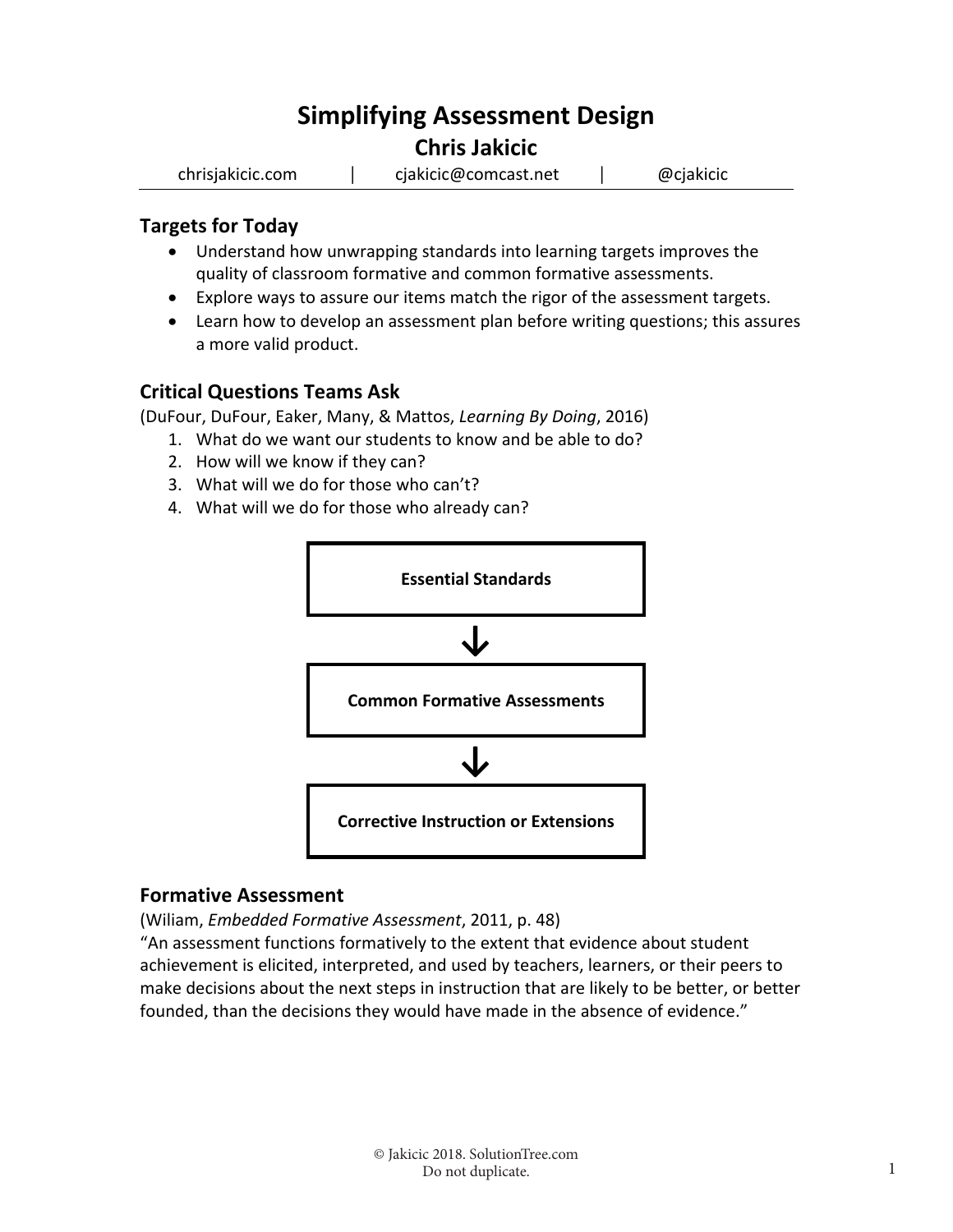# Simplifying Assessment Design

## Chris Jakicic

chrisjakicic.com | cjakicic@comcast.net | @cjakicic

### Targets for Today

- Understand how unwrapping standards into learning targets improves the quality of classroom formative and common formative assessments.
- Explore ways to assure our items match the rigor of the assessment targets.
- Learn how to develop an assessment plan before writing questions; this assures a more valid product.

### Critical Questions Teams Ask

(DuFour, DuFour, Eaker, Many, & Mattos, *Learning By Doing*, 2016)

1. What do we want our students to know and be able to do?
2. How will we know if they can?
3. What will we do for those who can't?
4. What will we do for those who already can?

**Essential Standards**

↓

**Common Formative Assessments**

↓

**Corrective Instruction or Extensions**

### Formative Assessment

(Wiliam, *Embedded Formative Assessment*, 2011, p. 48)

"An assessment functions formatively to the extent that evidence about student achievement is elicited, interpreted, and used by teachers, learners, or their peers to make decisions about the next steps in instruction that are likely to be better, or better founded, than the decisions they would have made in the absence of evidence."

© Jakicic 2018. SolutionTree.com
Do not duplicate.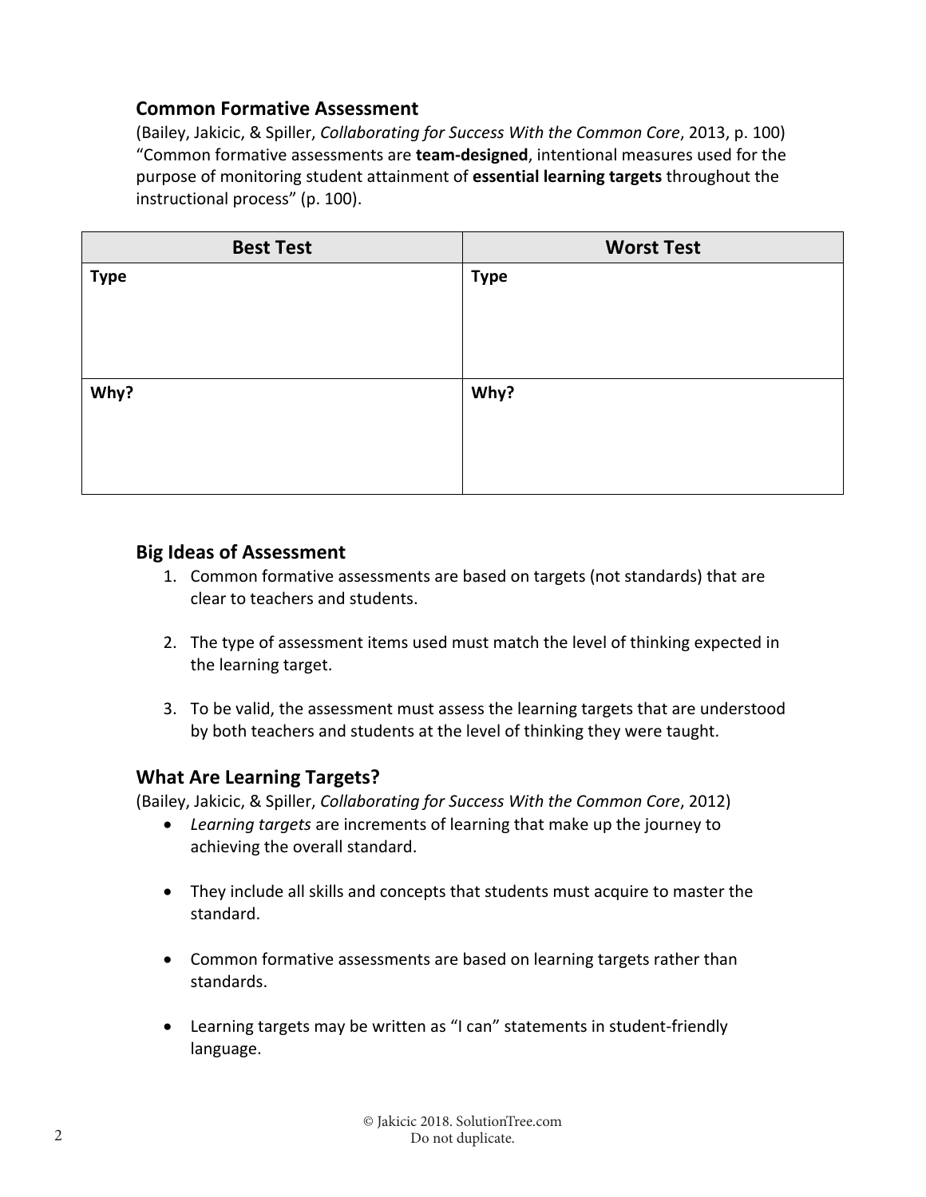## Common Formative Assessment

(Bailey, Jakicic, & Spiller, *Collaborating for Success With the Common Core*, 2013, p. 100) "Common formative assessments are **team-designed**, intentional measures used for the purpose of monitoring student attainment of **essential learning targets** throughout the instructional process" (p. 100).

| Best Test | Worst Test |
|---|---|
| **Type** | **Type** |
| **Why?** | **Why?** |

## Big Ideas of Assessment

1. Common formative assessments are based on targets (not standards) that are clear to teachers and students.

2. The type of assessment items used must match the level of thinking expected in the learning target.

3. To be valid, the assessment must assess the learning targets that are understood by both teachers and students at the level of thinking they were taught.

## What Are Learning Targets?

(Bailey, Jakicic, & Spiller, *Collaborating for Success With the Common Core*, 2012)

- *Learning targets* are increments of learning that make up the journey to achieving the overall standard.

- They include all skills and concepts that students must acquire to master the standard.

- Common formative assessments are based on learning targets rather than standards.

- Learning targets may be written as "I can" statements in student-friendly language.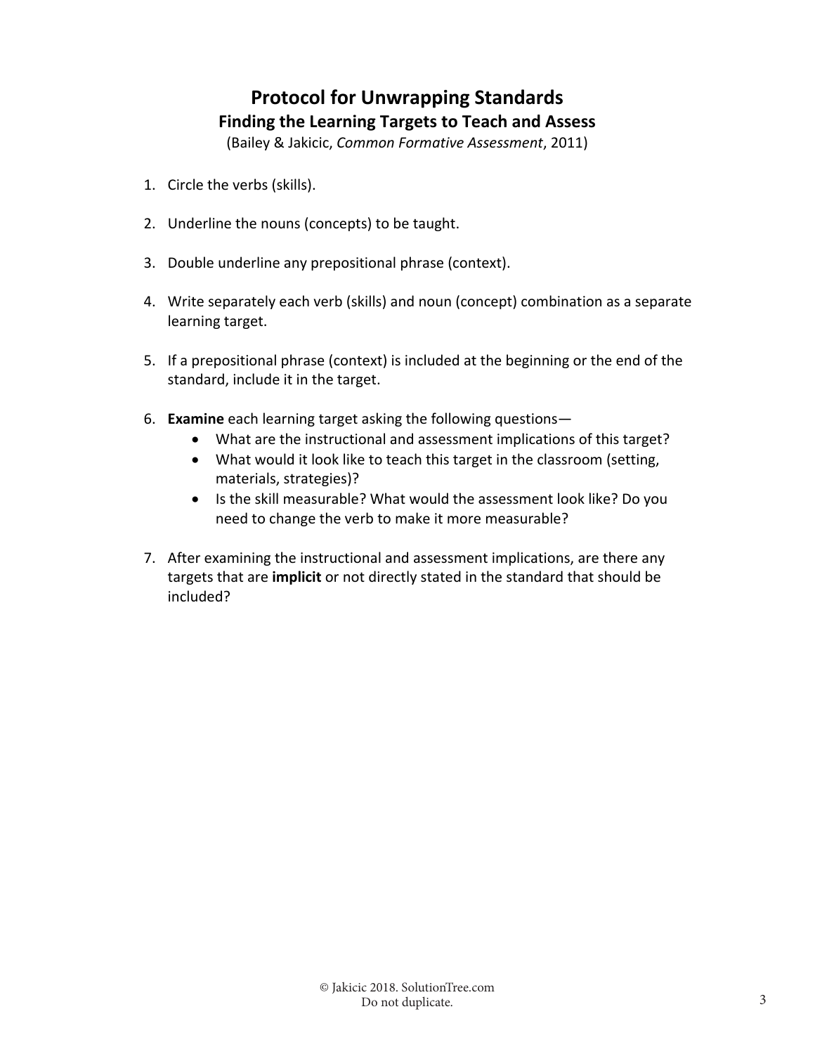# Protocol for Unwrapping Standards

## Finding the Learning Targets to Teach and Assess

(Bailey & Jakicic, *Common Formative Assessment*, 2011)

1. Circle the verbs (skills).

2. Underline the nouns (concepts) to be taught.

3. Double underline any prepositional phrase (context).

4. Write separately each verb (skills) and noun (concept) combination as a separate learning target.

5. If a prepositional phrase (context) is included at the beginning or the end of the standard, include it in the target.

6. **Examine** each learning target asking the following questions—
   - What are the instructional and assessment implications of this target?
   - What would it look like to teach this target in the classroom (setting, materials, strategies)?
   - Is the skill measurable? What would the assessment look like? Do you need to change the verb to make it more measurable?

7. After examining the instructional and assessment implications, are there any targets that are **implicit** or not directly stated in the standard that should be included?

© Jakicic 2018. SolutionTree.com
Do not duplicate.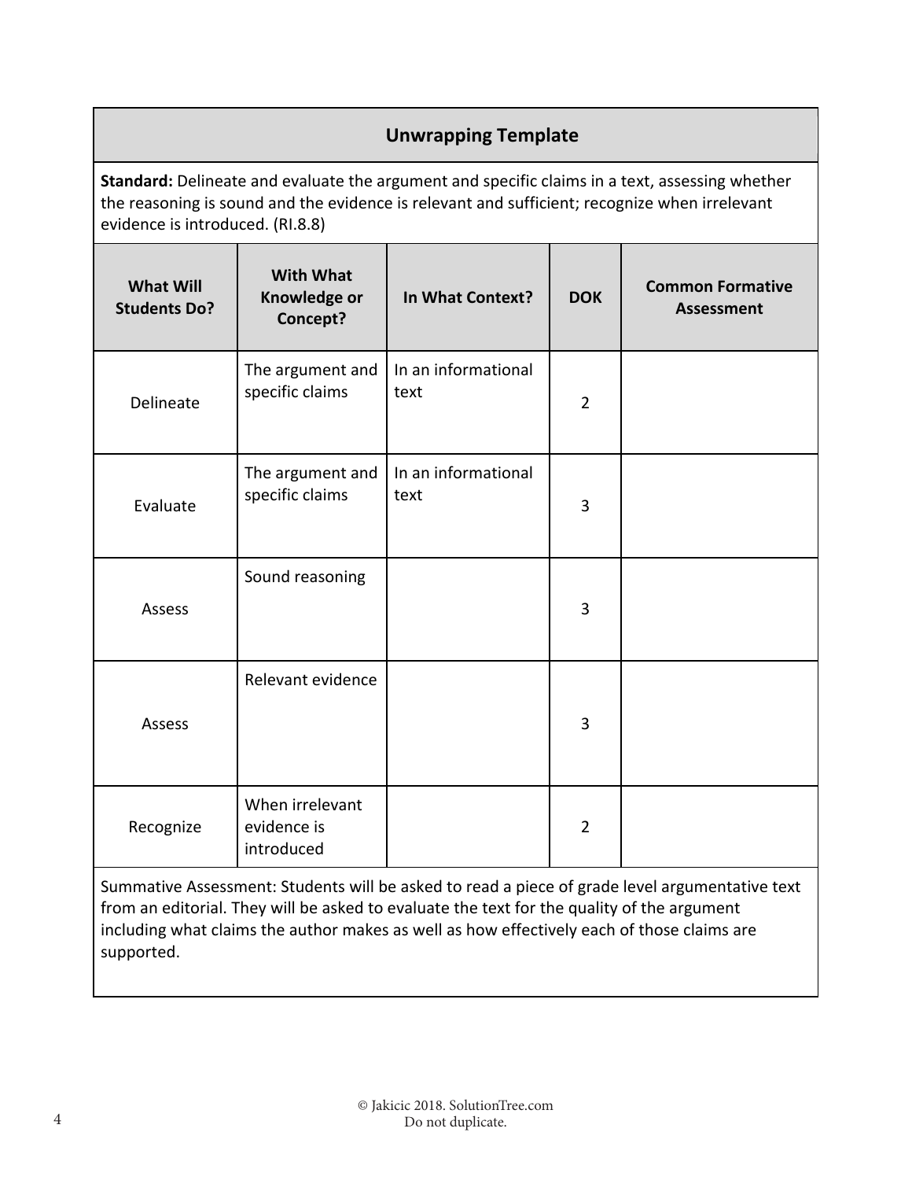## Unwrapping Template

**Standard:** Delineate and evaluate the argument and specific claims in a text, assessing whether the reasoning is sound and the evidence is relevant and sufficient; recognize when irrelevant evidence is introduced. (RI.8.8)

| What Will Students Do? | With What Knowledge or Concept? | In What Context? | DOK | Common Formative Assessment |
|---|---|---|---|---|
| Delineate | The argument and specific claims | In an informational text | 2 | |
| Evaluate | The argument and specific claims | In an informational text | 3 | |
| Assess | Sound reasoning | | 3 | |
| Assess | Relevant evidence | | 3 | |
| Recognize | When irrelevant evidence is introduced | | 2 | |

Summative Assessment: Students will be asked to read a piece of grade level argumentative text from an editorial. They will be asked to evaluate the text for the quality of the argument including what claims the author makes as well as how effectively each of those claims are supported.

© Jakicic 2018. SolutionTree.com
Do not duplicate.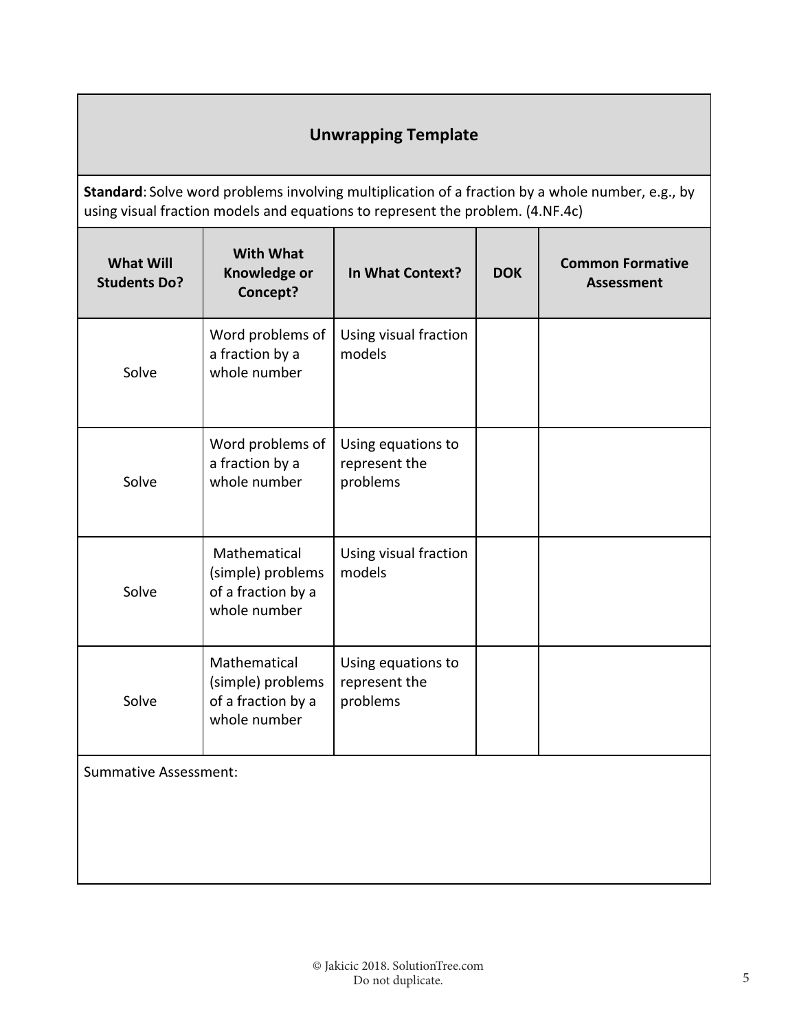## Unwrapping Template

**Standard**: Solve word problems involving multiplication of a fraction by a whole number, e.g., by using visual fraction models and equations to represent the problem. (4.NF.4c)

| What Will Students Do? | With What Knowledge or Concept? | In What Context? | DOK | Common Formative Assessment |
|---|---|---|---|---|
| Solve | Word problems of a fraction by a whole number | Using visual fraction models | | |
| Solve | Word problems of a fraction by a whole number | Using equations to represent the problems | | |
| Solve | Mathematical (simple) problems of a fraction by a whole number | Using visual fraction models | | |
| Solve | Mathematical (simple) problems of a fraction by a whole number | Using equations to represent the problems | | |

Summative Assessment:

© Jakicic 2018. SolutionTree.com
Do not duplicate.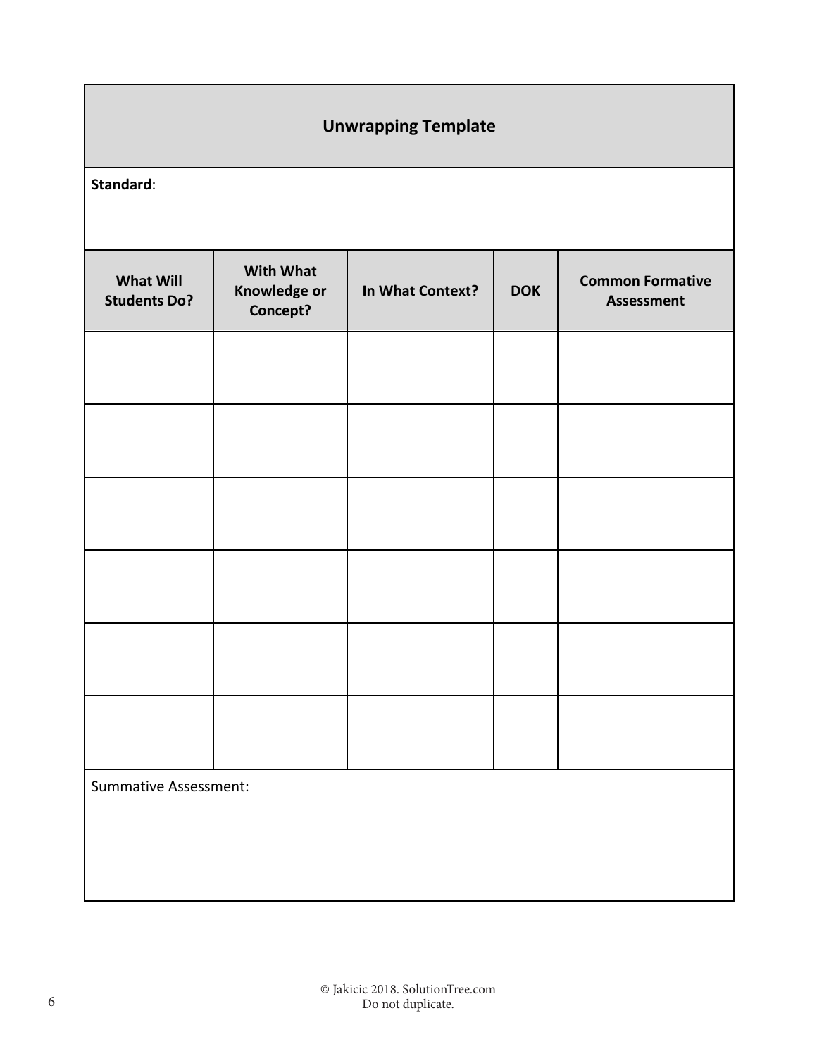## Unwrapping Template

**Standard**:

| What Will Students Do? | With What Knowledge or Concept? | In What Context? | DOK | Common Formative Assessment |
|---|---|---|---|---|
| | | | | |
| | | | | |
| | | | | |
| | | | | |
| | | | | |
| | | | | |

Summative Assessment:

© Jakicic 2018. SolutionTree.com
Do not duplicate.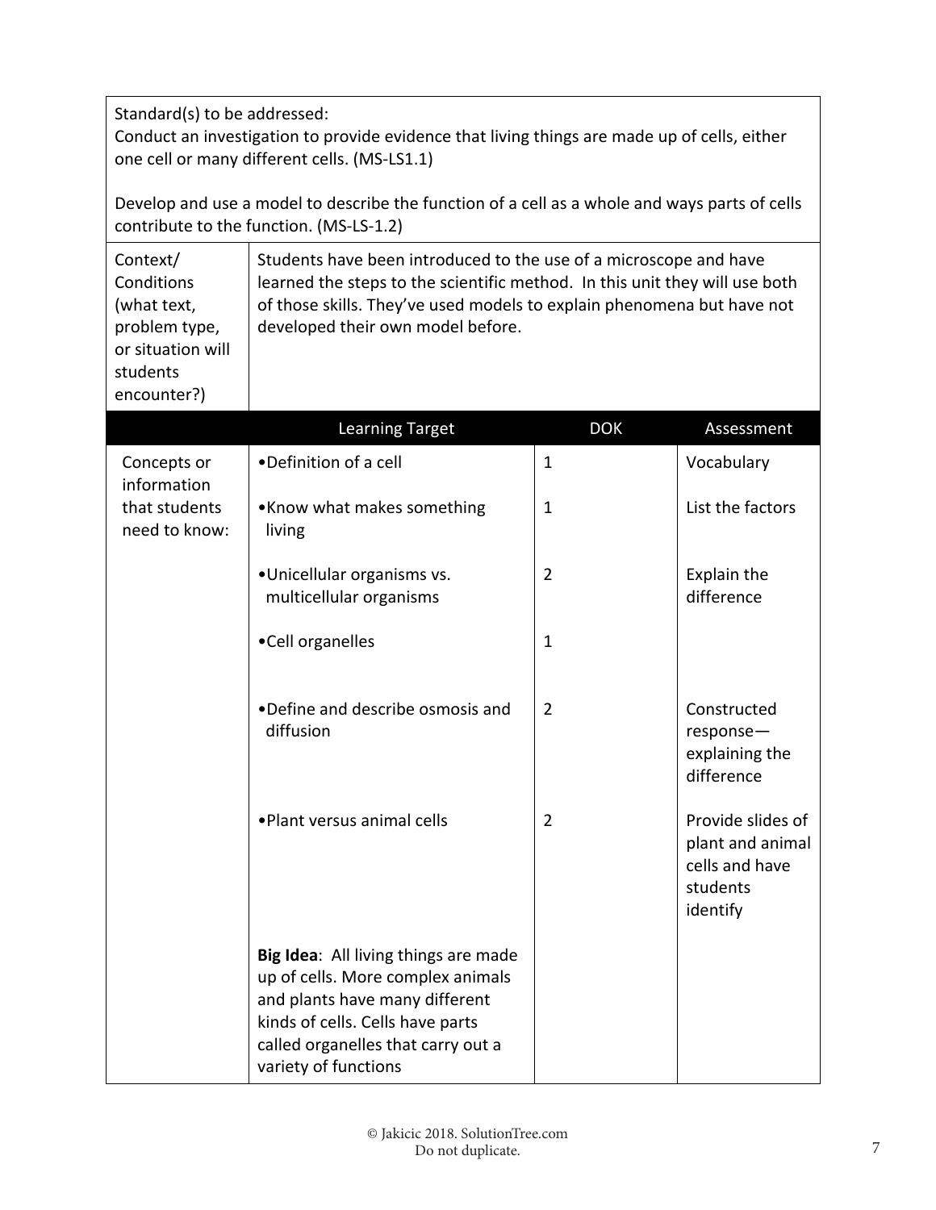| Standard(s) to be addressed: Conduct an investigation to provide evidence that living things are made up of cells, either one cell or many different cells. (MS-LS1.1) <br><br> Develop and use a model to describe the function of a cell as a whole and ways parts of cells contribute to the function. (MS-LS-1.2) | | | |
|---|---|---|---|
| Context/ Conditions (what text, problem type, or situation will students encounter?) | Students have been introduced to the use of a microscope and have learned the steps to the scientific method. In this unit they will use both of those skills. They've used models to explain phenomena but have not developed their own model before. | | |
| | **Learning Target** | **DOK** | **Assessment** |
| Concepts or information that students need to know: | •Definition of a cell | 1 | Vocabulary |
| | •Know what makes something living | 1 | List the factors |
| | •Unicellular organisms vs. multicellular organisms | 2 | Explain the difference |
| | •Cell organelles | 1 | |
| | •Define and describe osmosis and diffusion | 2 | Constructed response—explaining the difference |
| | •Plant versus animal cells | 2 | Provide slides of plant and animal cells and have students identify |
| | **Big Idea**: All living things are made up of cells. More complex animals and plants have many different kinds of cells. Cells have parts called organelles that carry out a variety of functions | | |

© Jakicic 2018. SolutionTree.com
Do not duplicate.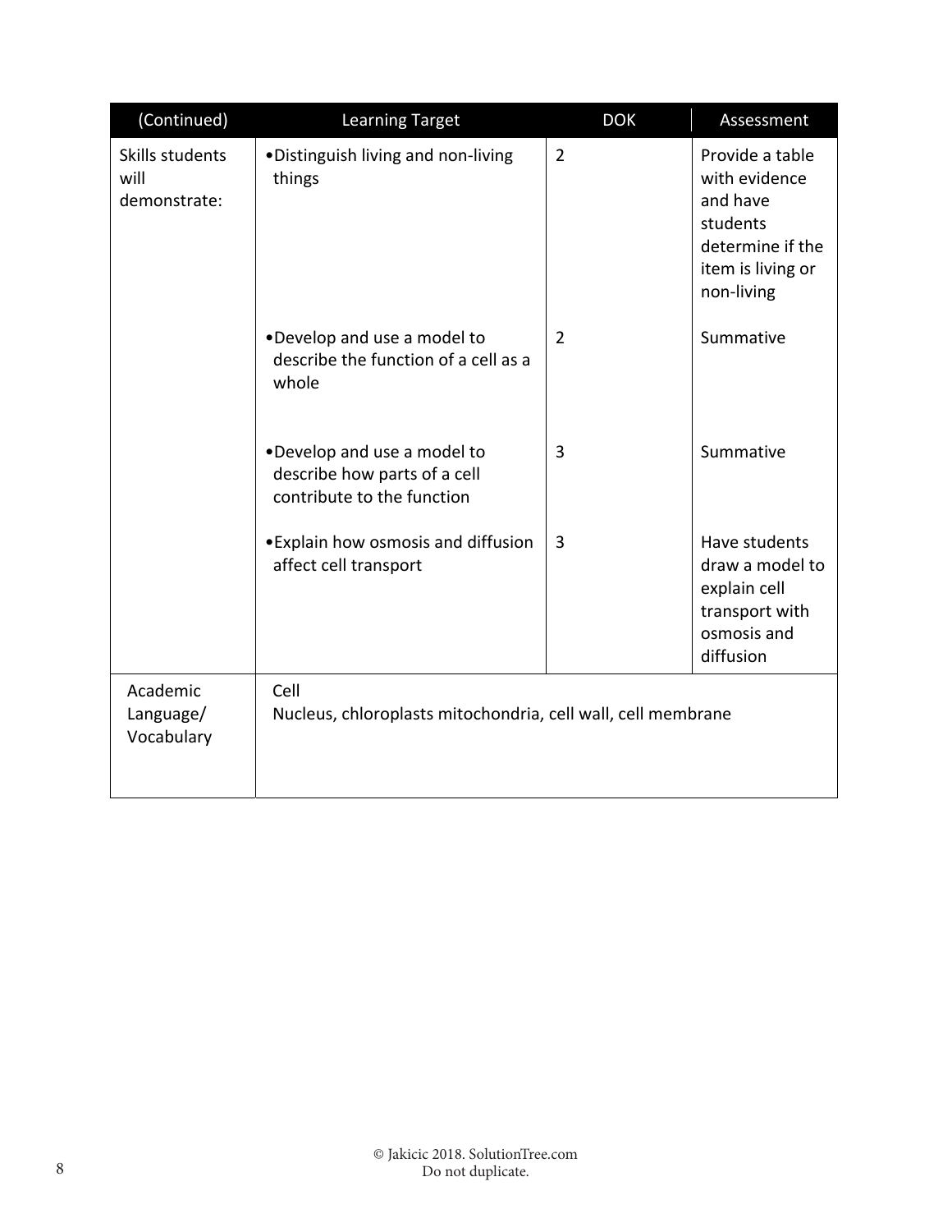| (Continued) | Learning Target | DOK | Assessment |
|---|---|---|---|
| Skills students will demonstrate: | • Distinguish living and non-living things | 2 | Provide a table with evidence and have students determine if the item is living or non-living |
| | • Develop and use a model to describe the function of a cell as a whole | 2 | Summative |
| | • Develop and use a model to describe how parts of a cell contribute to the function | 3 | Summative |
| | • Explain how osmosis and diffusion affect cell transport | 3 | Have students draw a model to explain cell transport with osmosis and diffusion |
| Academic Language/ Vocabulary | Cell<br>Nucleus, chloroplasts mitochondria, cell wall, cell membrane | | |

© Jakicic 2018. SolutionTree.com
Do not duplicate.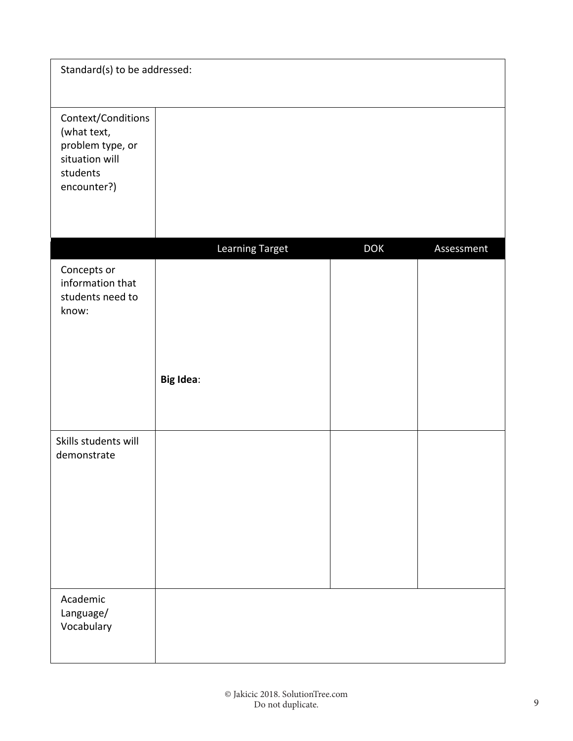| Standard(s) to be addressed: | | | |
|---|---|---|---|
| Context/Conditions (what text, problem type, or situation will students encounter?) | | | |
| | Learning Target | DOK | Assessment |
| Concepts or information that students need to know: | **Big Idea**: | | |
| Skills students will demonstrate | | | |
| Academic Language/ Vocabulary | | | |

© Jakicic 2018. SolutionTree.com
Do not duplicate.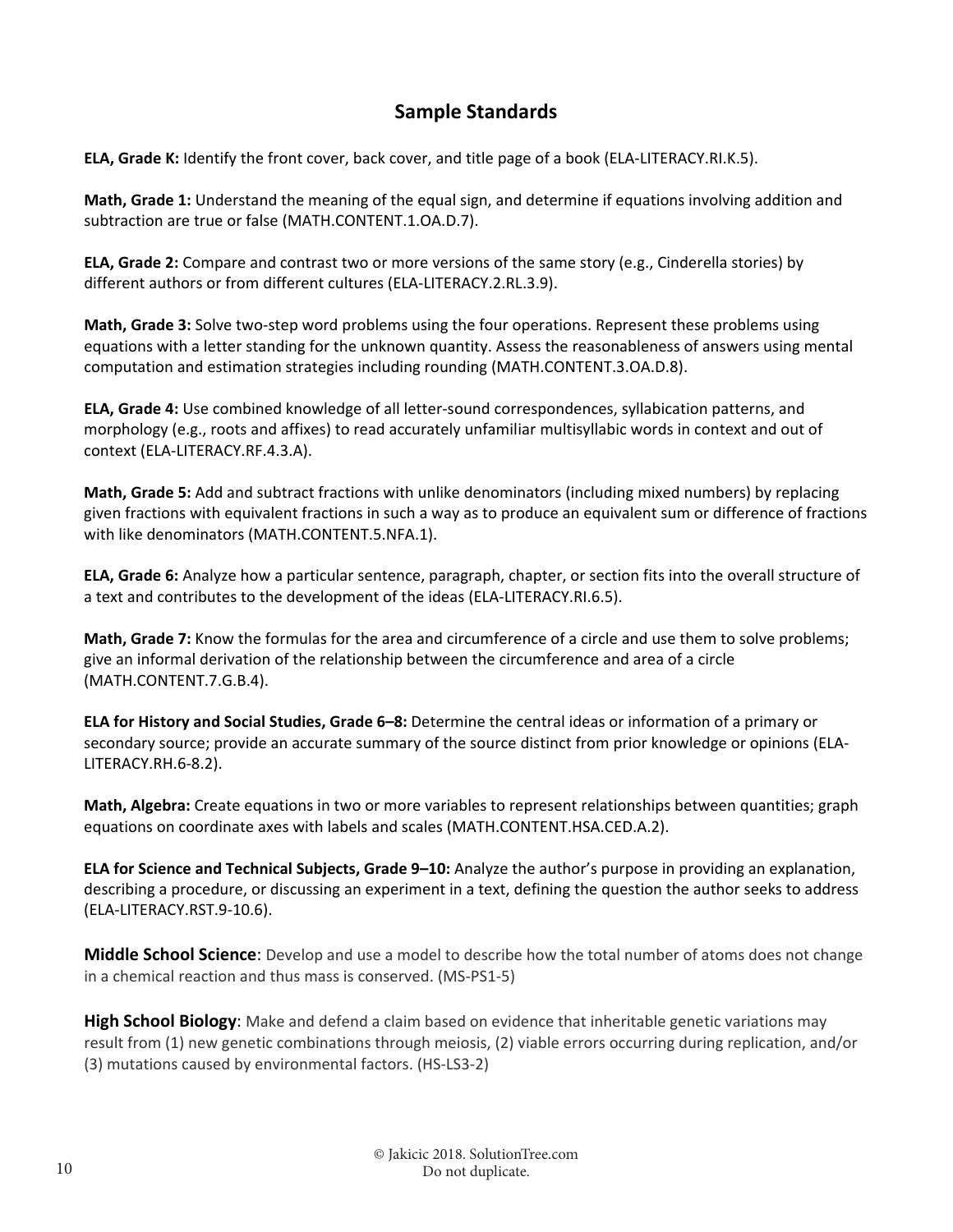## Sample Standards

**ELA, Grade K:** Identify the front cover, back cover, and title page of a book (ELA-LITERACY.RI.K.5).

**Math, Grade 1:** Understand the meaning of the equal sign, and determine if equations involving addition and subtraction are true or false (MATH.CONTENT.1.OA.D.7).

**ELA, Grade 2:** Compare and contrast two or more versions of the same story (e.g., Cinderella stories) by different authors or from different cultures (ELA-LITERACY.2.RL.3.9).

**Math, Grade 3:** Solve two-step word problems using the four operations. Represent these problems using equations with a letter standing for the unknown quantity. Assess the reasonableness of answers using mental computation and estimation strategies including rounding (MATH.CONTENT.3.OA.D.8).

**ELA, Grade 4:** Use combined knowledge of all letter-sound correspondences, syllabication patterns, and morphology (e.g., roots and affixes) to read accurately unfamiliar multisyllabic words in context and out of context (ELA-LITERACY.RF.4.3.A).

**Math, Grade 5:** Add and subtract fractions with unlike denominators (including mixed numbers) by replacing given fractions with equivalent fractions in such a way as to produce an equivalent sum or difference of fractions with like denominators (MATH.CONTENT.5.NFA.1).

**ELA, Grade 6:** Analyze how a particular sentence, paragraph, chapter, or section fits into the overall structure of a text and contributes to the development of the ideas (ELA-LITERACY.RI.6.5).

**Math, Grade 7:** Know the formulas for the area and circumference of a circle and use them to solve problems; give an informal derivation of the relationship between the circumference and area of a circle (MATH.CONTENT.7.G.B.4).

**ELA for History and Social Studies, Grade 6–8:** Determine the central ideas or information of a primary or secondary source; provide an accurate summary of the source distinct from prior knowledge or opinions (ELA-LITERACY.RH.6-8.2).

**Math, Algebra:** Create equations in two or more variables to represent relationships between quantities; graph equations on coordinate axes with labels and scales (MATH.CONTENT.HSA.CED.A.2).

**ELA for Science and Technical Subjects, Grade 9–10:** Analyze the author's purpose in providing an explanation, describing a procedure, or discussing an experiment in a text, defining the question the author seeks to address (ELA-LITERACY.RST.9-10.6).

**Middle School Science**: Develop and use a model to describe how the total number of atoms does not change in a chemical reaction and thus mass is conserved. (MS-PS1-5)

**High School Biology**: Make and defend a claim based on evidence that inheritable genetic variations may result from (1) new genetic combinations through meiosis, (2) viable errors occurring during replication, and/or (3) mutations caused by environmental factors. (HS-LS3-2)

© Jakicic 2018. SolutionTree.com
Do not duplicate.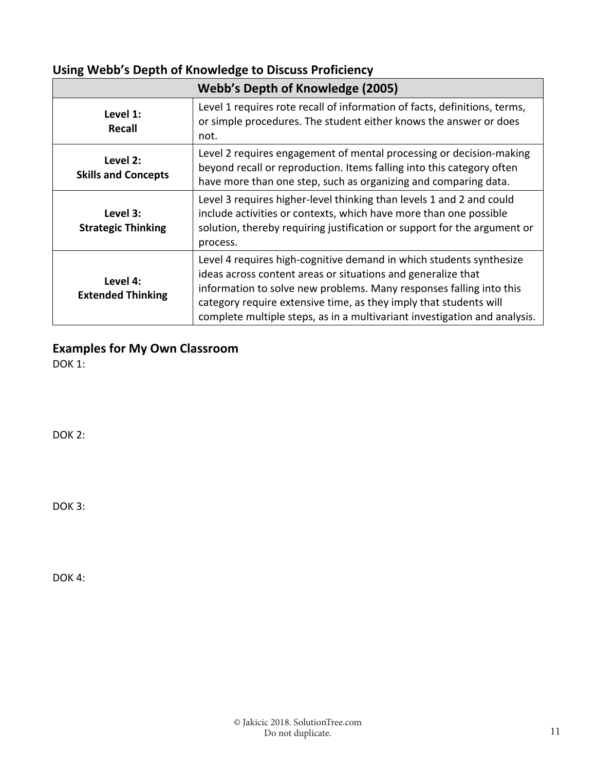## Using Webb's Depth of Knowledge to Discuss Proficiency

| Webb's Depth of Knowledge (2005) | |
|---|---|
| **Level 1: Recall** | Level 1 requires rote recall of information of facts, definitions, terms, or simple procedures. The student either knows the answer or does not. |
| **Level 2: Skills and Concepts** | Level 2 requires engagement of mental processing or decision-making beyond recall or reproduction. Items falling into this category often have more than one step, such as organizing and comparing data. |
| **Level 3: Strategic Thinking** | Level 3 requires higher-level thinking than levels 1 and 2 and could include activities or contexts, which have more than one possible solution, thereby requiring justification or support for the argument or process. |
| **Level 4: Extended Thinking** | Level 4 requires high-cognitive demand in which students synthesize ideas across content areas or situations and generalize that information to solve new problems. Many responses falling into this category require extensive time, as they imply that students will complete multiple steps, as in a multivariant investigation and analysis. |

## Examples for My Own Classroom

DOK 1:

DOK 2:

DOK 3:

DOK 4:

© Jakicic 2018. SolutionTree.com
Do not duplicate.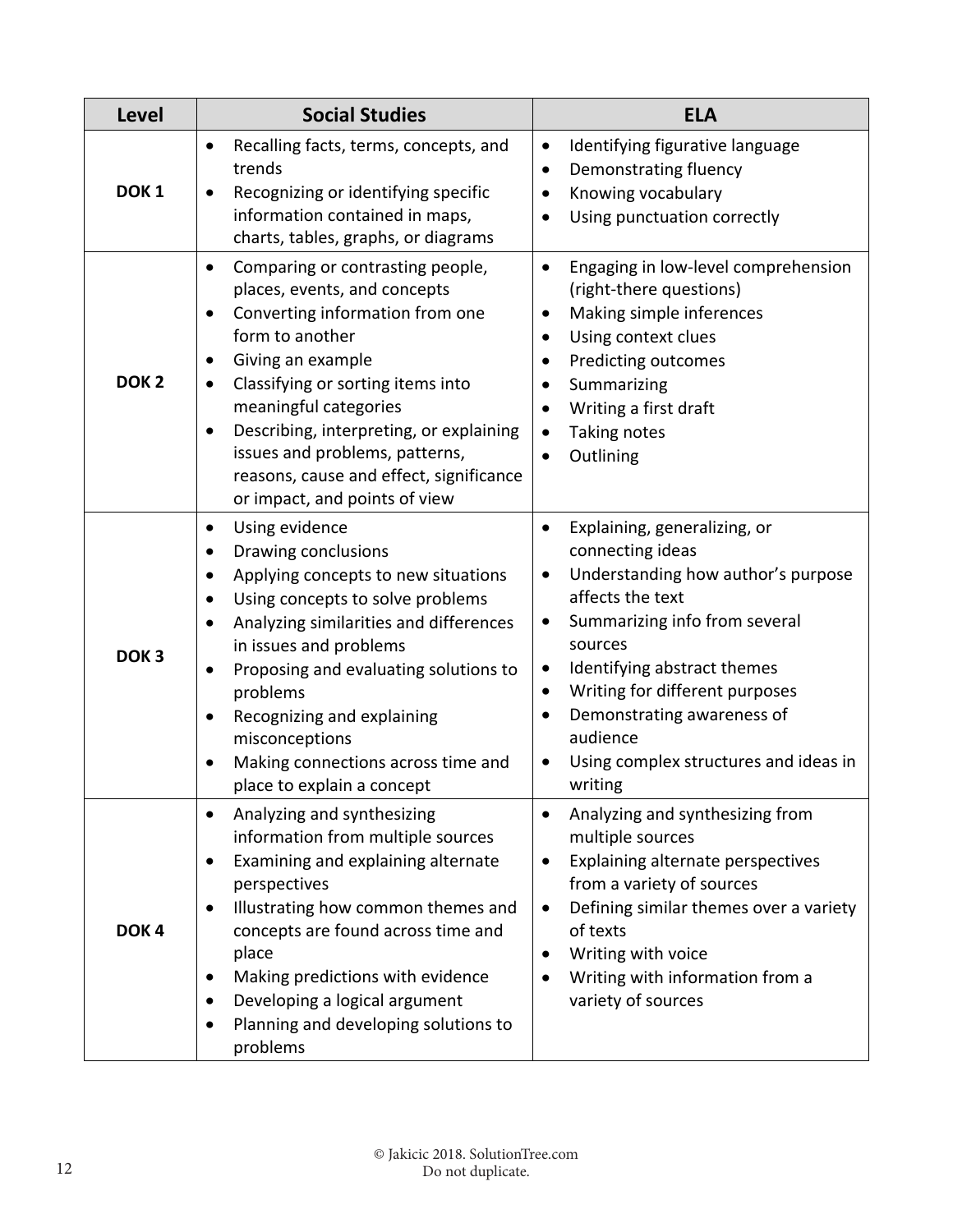| Level | Social Studies | ELA |
|---|---|---|
| **DOK 1** | • Recalling facts, terms, concepts, and trends<br>• Recognizing or identifying specific information contained in maps, charts, tables, graphs, or diagrams | • Identifying figurative language<br>• Demonstrating fluency<br>• Knowing vocabulary<br>• Using punctuation correctly |
| **DOK 2** | • Comparing or contrasting people, places, events, and concepts<br>• Converting information from one form to another<br>• Giving an example<br>• Classifying or sorting items into meaningful categories<br>• Describing, interpreting, or explaining issues and problems, patterns, reasons, cause and effect, significance or impact, and points of view | • Engaging in low-level comprehension (right-there questions)<br>• Making simple inferences<br>• Using context clues<br>• Predicting outcomes<br>• Summarizing<br>• Writing a first draft<br>• Taking notes<br>• Outlining |
| **DOK 3** | • Using evidence<br>• Drawing conclusions<br>• Applying concepts to new situations<br>• Using concepts to solve problems<br>• Analyzing similarities and differences in issues and problems<br>• Proposing and evaluating solutions to problems<br>• Recognizing and explaining misconceptions<br>• Making connections across time and place to explain a concept | • Explaining, generalizing, or connecting ideas<br>• Understanding how author's purpose affects the text<br>• Summarizing info from several sources<br>• Identifying abstract themes<br>• Writing for different purposes<br>• Demonstrating awareness of audience<br>• Using complex structures and ideas in writing |
| **DOK 4** | • Analyzing and synthesizing information from multiple sources<br>• Examining and explaining alternate perspectives<br>• Illustrating how common themes and concepts are found across time and place<br>• Making predictions with evidence<br>• Developing a logical argument<br>• Planning and developing solutions to problems | • Analyzing and synthesizing from multiple sources<br>• Explaining alternate perspectives from a variety of sources<br>• Defining similar themes over a variety of texts<br>• Writing with voice<br>• Writing with information from a variety of sources |

© Jakicic 2018. SolutionTree.com
Do not duplicate.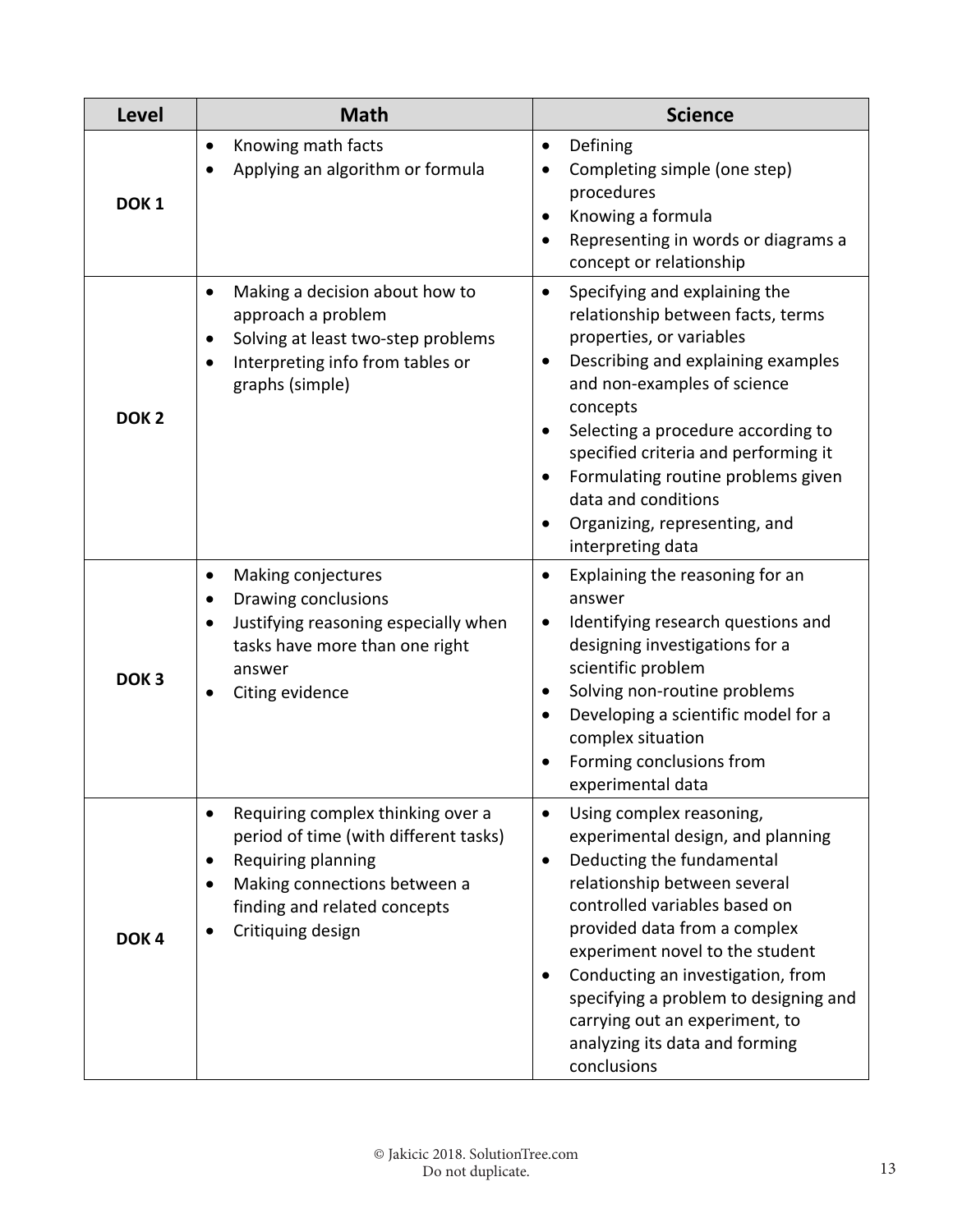| Level | Math | Science |
|---|---|---|
| **DOK 1** | • Knowing math facts<br>• Applying an algorithm or formula | • Defining<br>• Completing simple (one step) procedures<br>• Knowing a formula<br>• Representing in words or diagrams a concept or relationship |
| **DOK 2** | • Making a decision about how to approach a problem<br>• Solving at least two-step problems<br>• Interpreting info from tables or graphs (simple) | • Specifying and explaining the relationship between facts, terms properties, or variables<br>• Describing and explaining examples and non-examples of science concepts<br>• Selecting a procedure according to specified criteria and performing it<br>• Formulating routine problems given data and conditions<br>• Organizing, representing, and interpreting data |
| **DOK 3** | • Making conjectures<br>• Drawing conclusions<br>• Justifying reasoning especially when tasks have more than one right answer<br>• Citing evidence | • Explaining the reasoning for an answer<br>• Identifying research questions and designing investigations for a scientific problem<br>• Solving non-routine problems<br>• Developing a scientific model for a complex situation<br>• Forming conclusions from experimental data |
| **DOK 4** | • Requiring complex thinking over a period of time (with different tasks)<br>• Requiring planning<br>• Making connections between a finding and related concepts<br>• Critiquing design | • Using complex reasoning, experimental design, and planning<br>• Deducting the fundamental relationship between several controlled variables based on provided data from a complex experiment novel to the student<br>• Conducting an investigation, from specifying a problem to designing and carrying out an experiment, to analyzing its data and forming conclusions |

© Jakicic 2018. SolutionTree.com
Do not duplicate.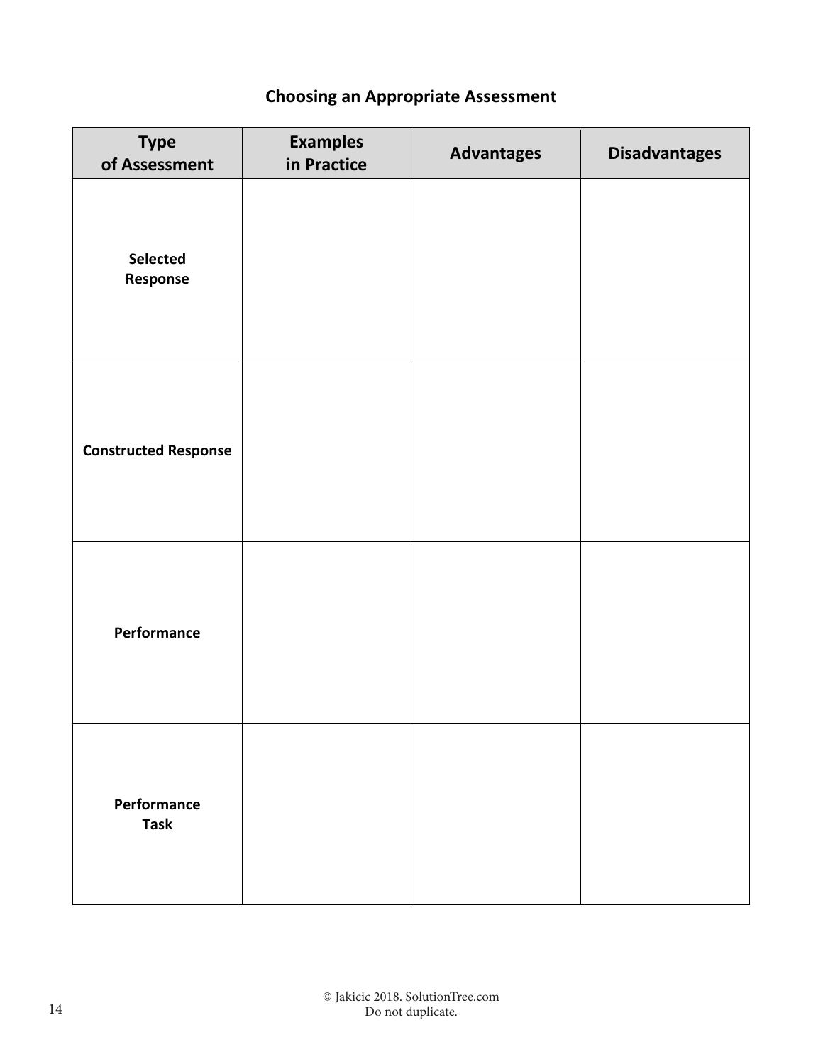## Choosing an Appropriate Assessment

| Type of Assessment | Examples in Practice | Advantages | Disadvantages |
| --- | --- | --- | --- |
| **Selected Response** | | | |
| **Constructed Response** | | | |
| **Performance** | | | |
| **Performance Task** | | | |

© Jakicic 2018. SolutionTree.com
Do not duplicate.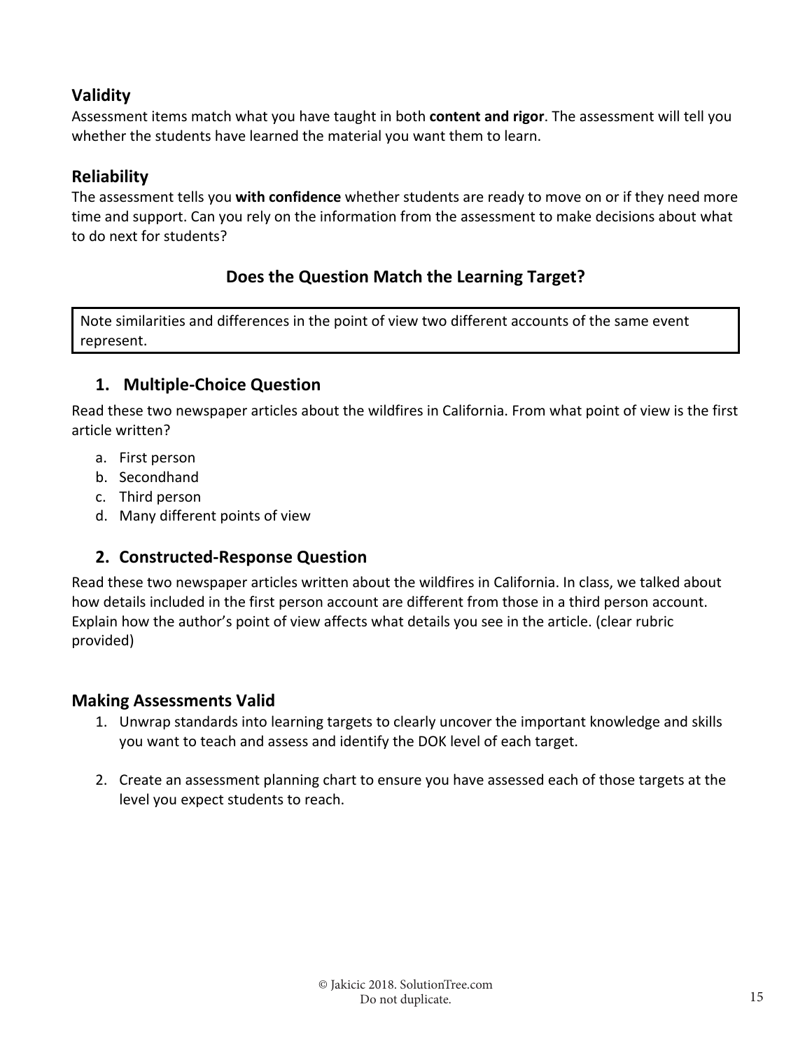### Validity

Assessment items match what you have taught in both **content and rigor**. The assessment will tell you whether the students have learned the material you want them to learn.

### Reliability

The assessment tells you **with confidence** whether students are ready to move on or if they need more time and support. Can you rely on the information from the assessment to make decisions about what to do next for students?

## Does the Question Match the Learning Target?

| Note similarities and differences in the point of view two different accounts of the same event represent. |
|---|

### 1. Multiple-Choice Question

Read these two newspaper articles about the wildfires in California. From what point of view is the first article written?

a. First person
b. Secondhand
c. Third person
d. Many different points of view

### 2. Constructed-Response Question

Read these two newspaper articles written about the wildfires in California. In class, we talked about how details included in the first person account are different from those in a third person account. Explain how the author's point of view affects what details you see in the article. (clear rubric provided)

### Making Assessments Valid

1. Unwrap standards into learning targets to clearly uncover the important knowledge and skills you want to teach and assess and identify the DOK level of each target.

2. Create an assessment planning chart to ensure you have assessed each of those targets at the level you expect students to reach.

© Jakicic 2018. SolutionTree.com
Do not duplicate.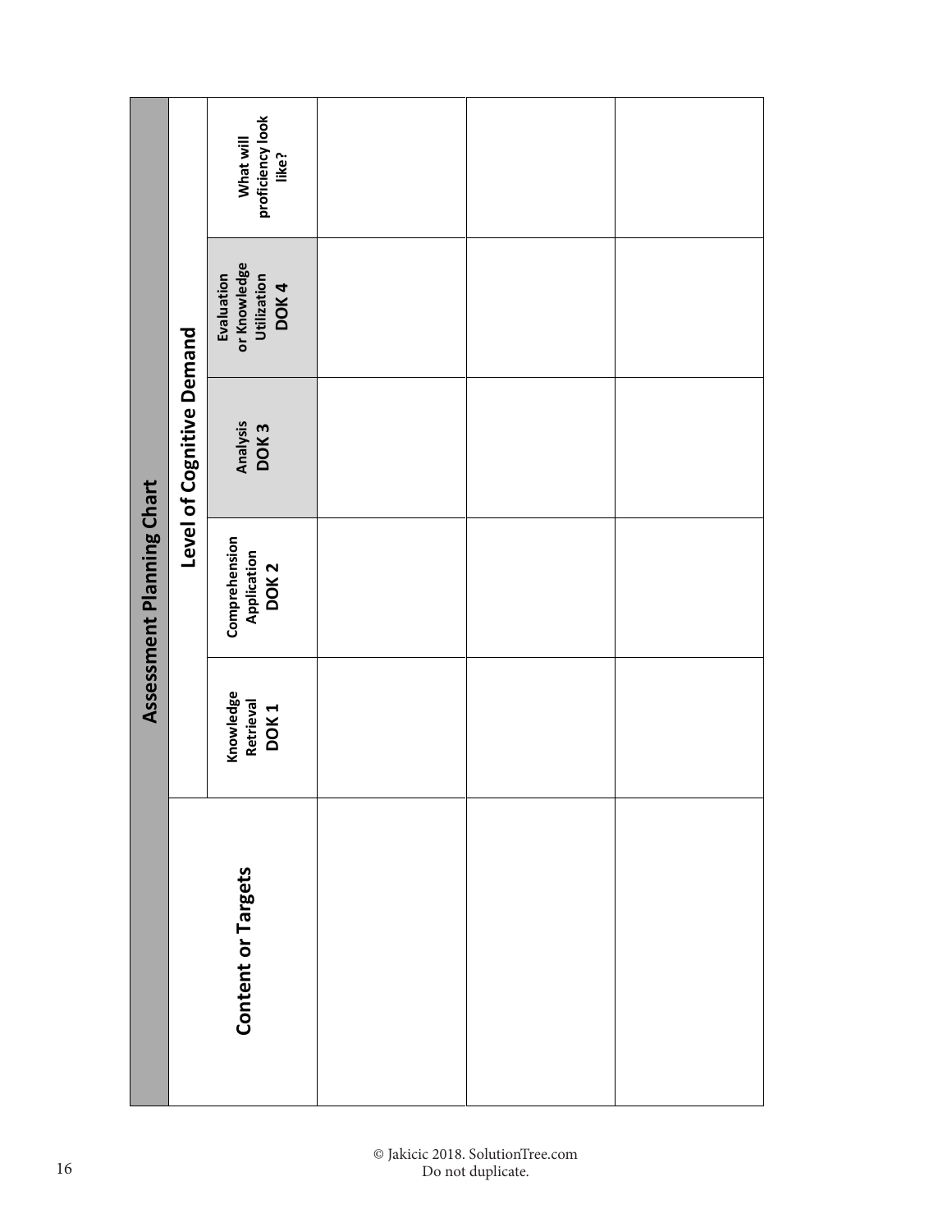## Assessment Planning Chart

| Content or Targets | Level of Cognitive Demand | | | | |
|---|---|---|---|---|---|
| | Knowledge Retrieval DOK 1 | Comprehension Application DOK 2 | Analysis DOK 3 | Evaluation or Knowledge Utilization DOK 4 | What will proficiency look like? |
| | | | | | |
| | | | | | |
| | | | | | |

© Jakicic 2018. SolutionTree.com
Do not duplicate.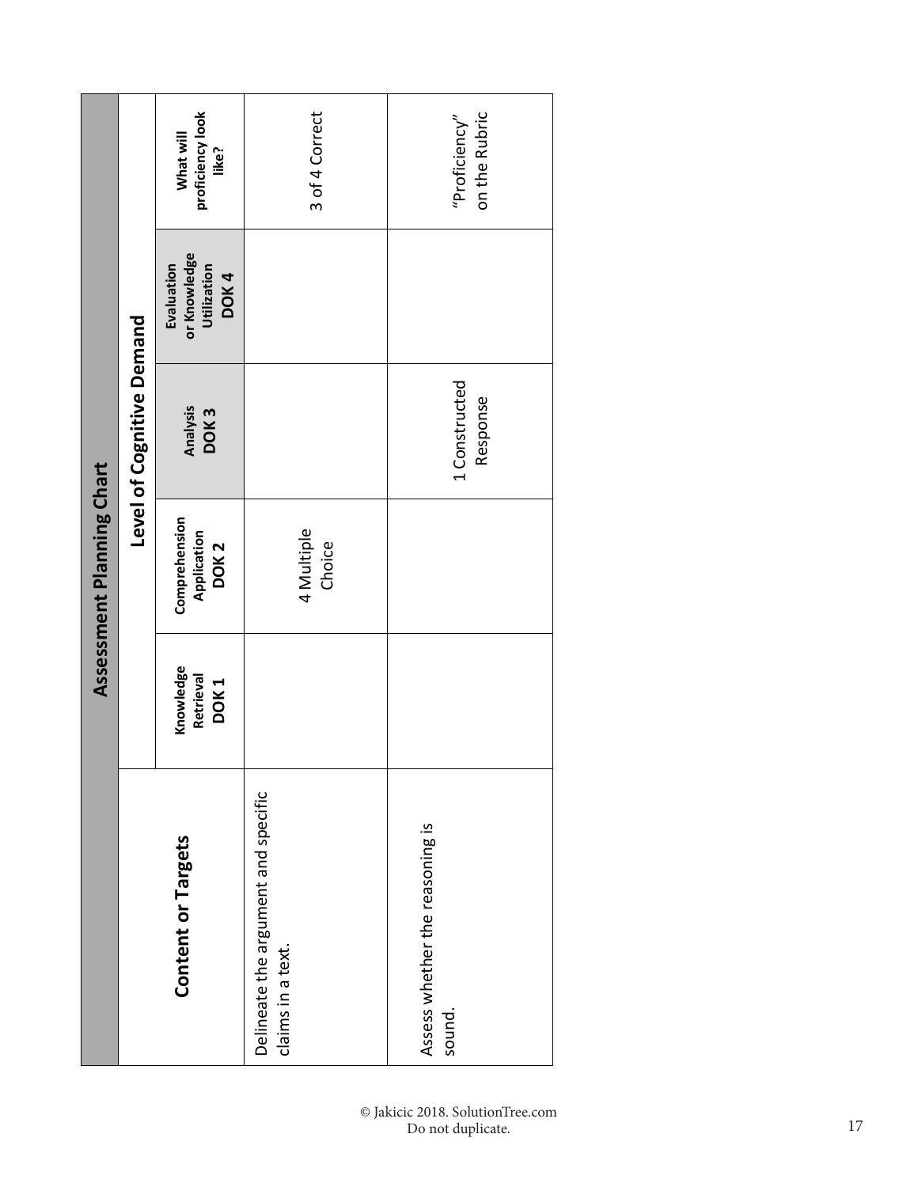# Assessment Planning Chart

| Content or Targets | Level of Cognitive Demand | | | | What will proficiency look like? |
|---|---|---|---|---|---|
| | Knowledge Retrieval DOK 1 | Comprehension Application DOK 2 | Analysis DOK 3 | Evaluation or Knowledge Utilization DOK 4 | |
| Delineate the argument and specific claims in a text. | | 4 Multiple Choice | | | 3 of 4 Correct |
| Assess whether the reasoning is sound. | | | 1 Constructed Response | | "Proficiency" on the Rubric |

© Jakicic 2018. SolutionTree.com
Do not duplicate.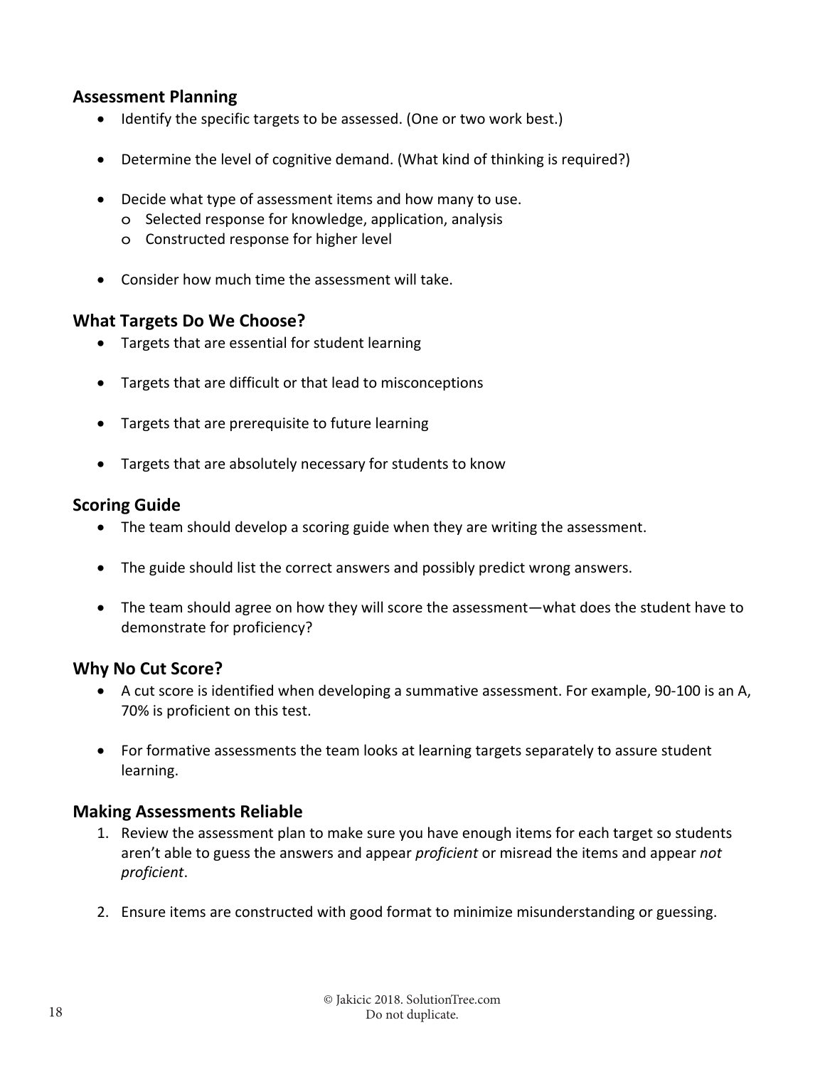## Assessment Planning

- Identify the specific targets to be assessed. (One or two work best.)
- Determine the level of cognitive demand. (What kind of thinking is required?)
- Decide what type of assessment items and how many to use.
  - Selected response for knowledge, application, analysis
  - Constructed response for higher level
- Consider how much time the assessment will take.

## What Targets Do We Choose?

- Targets that are essential for student learning
- Targets that are difficult or that lead to misconceptions
- Targets that are prerequisite to future learning
- Targets that are absolutely necessary for students to know

## Scoring Guide

- The team should develop a scoring guide when they are writing the assessment.
- The guide should list the correct answers and possibly predict wrong answers.
- The team should agree on how they will score the assessment—what does the student have to demonstrate for proficiency?

## Why No Cut Score?

- A cut score is identified when developing a summative assessment. For example, 90-100 is an A, 70% is proficient on this test.
- For formative assessments the team looks at learning targets separately to assure student learning.

## Making Assessments Reliable

1. Review the assessment plan to make sure you have enough items for each target so students aren't able to guess the answers and appear *proficient* or misread the items and appear *not proficient*.
2. Ensure items are constructed with good format to minimize misunderstanding or guessing.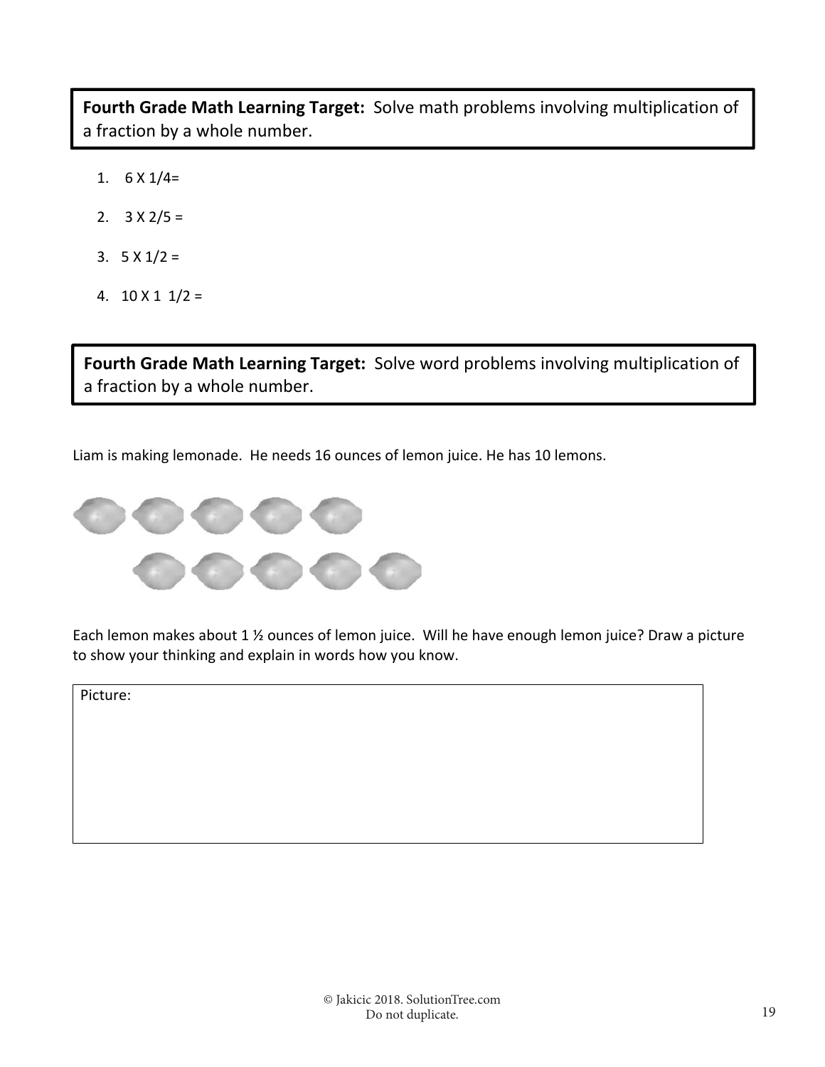**Fourth Grade Math Learning Target:** Solve math problems involving multiplication of a fraction by a whole number.

1. 6 X 1/4=
2. 3 X 2/5 =
3. 5 X 1/2 =
4. 10 X 1 1/2 =

**Fourth Grade Math Learning Target:** Solve word problems involving multiplication of a fraction by a whole number.

Liam is making lemonade. He needs 16 ounces of lemon juice. He has 10 lemons.

Each lemon makes about 1 ½ ounces of lemon juice. Will he have enough lemon juice? Draw a picture to show your thinking and explain in words how you know.

| Picture: |
|---|
| |

© Jakicic 2018. SolutionTree.com
Do not duplicate.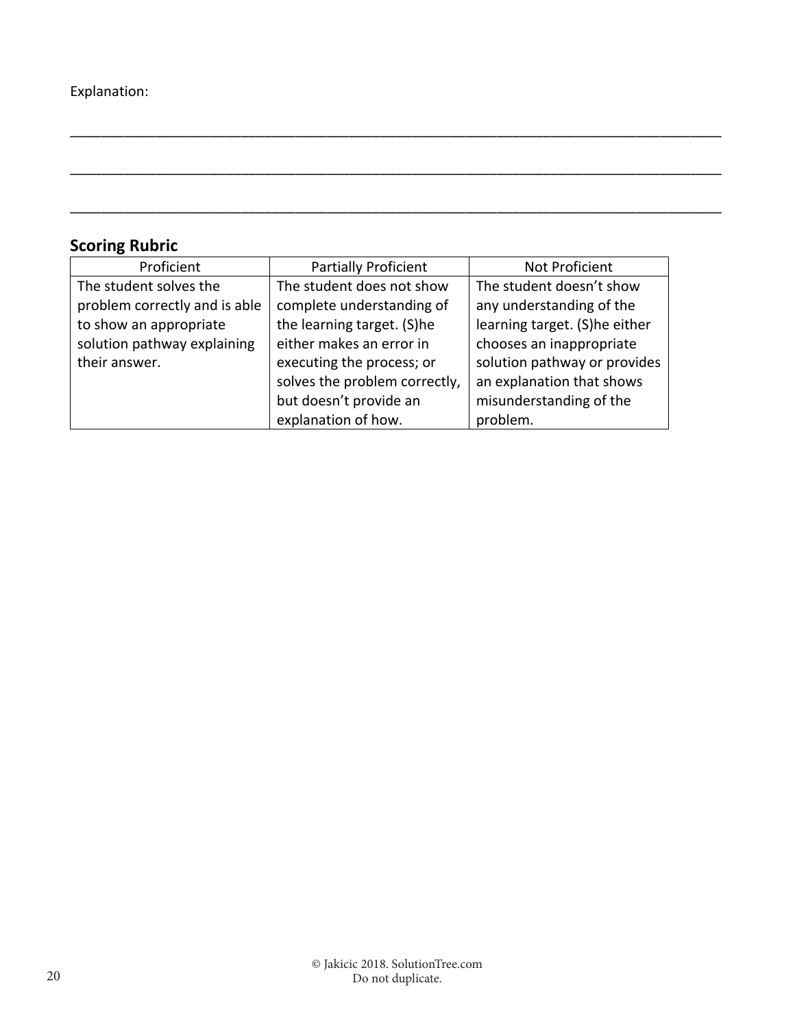Explanation:

\_\_\_\_\_\_\_\_\_\_\_\_\_\_\_\_\_\_\_\_\_\_\_\_\_\_\_\_\_\_\_\_\_\_\_\_\_\_\_\_\_\_\_\_\_\_\_\_\_\_\_\_\_\_\_\_\_\_\_\_\_\_\_\_\_\_\_\_\_\_\_\_\_\_\_\_

\_\_\_\_\_\_\_\_\_\_\_\_\_\_\_\_\_\_\_\_\_\_\_\_\_\_\_\_\_\_\_\_\_\_\_\_\_\_\_\_\_\_\_\_\_\_\_\_\_\_\_\_\_\_\_\_\_\_\_\_\_\_\_\_\_\_\_\_\_\_\_\_\_\_\_\_

\_\_\_\_\_\_\_\_\_\_\_\_\_\_\_\_\_\_\_\_\_\_\_\_\_\_\_\_\_\_\_\_\_\_\_\_\_\_\_\_\_\_\_\_\_\_\_\_\_\_\_\_\_\_\_\_\_\_\_\_\_\_\_\_\_\_\_\_\_\_\_\_\_\_\_\_

## Scoring Rubric

| Proficient | Partially Proficient | Not Proficient |
|---|---|---|
| The student solves the problem correctly and is able to show an appropriate solution pathway explaining their answer. | The student does not show complete understanding of the learning target. (S)he either makes an error in executing the process; or solves the problem correctly, but doesn't provide an explanation of how. | The student doesn't show any understanding of the learning target. (S)he either chooses an inappropriate solution pathway or provides an explanation that shows misunderstanding of the problem. |

© Jakicic 2018. SolutionTree.com
Do not duplicate.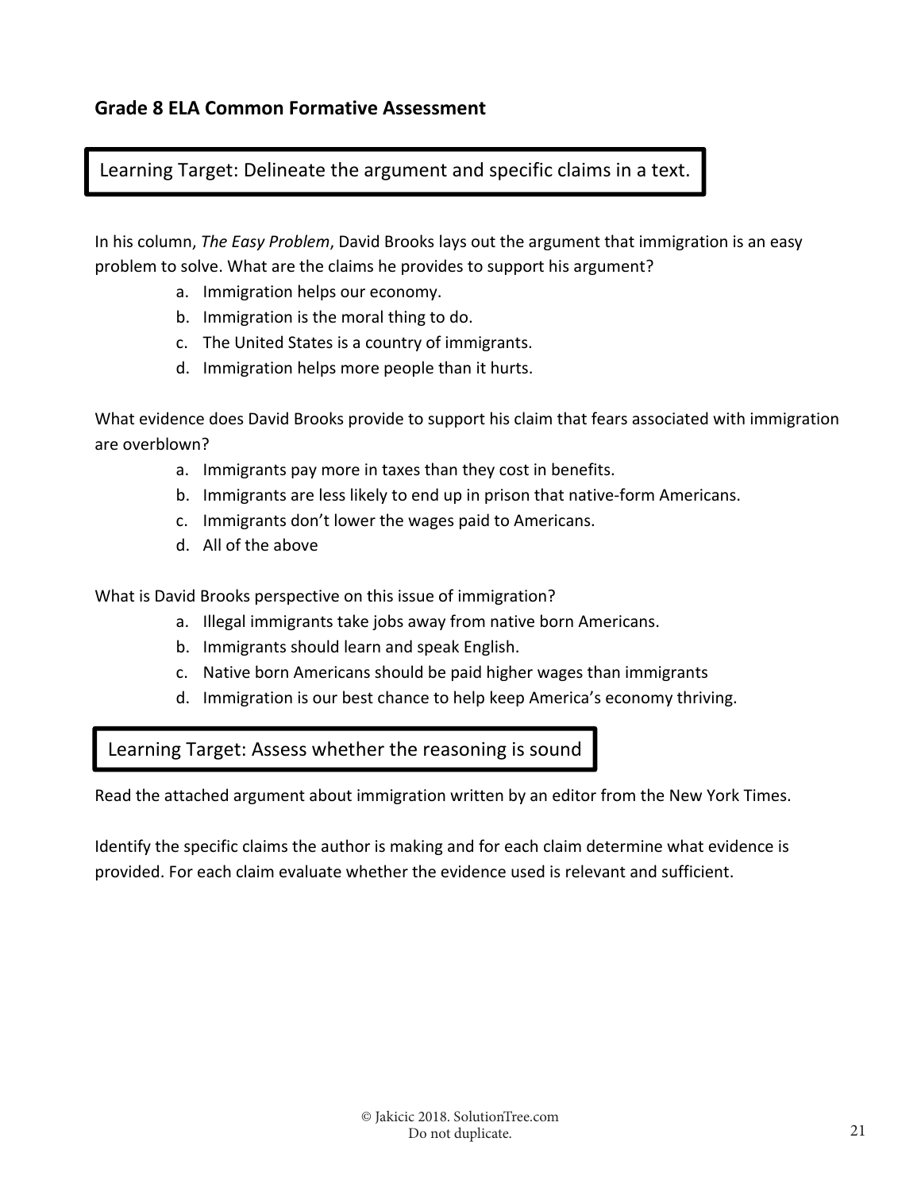## Grade 8 ELA Common Formative Assessment

**Learning Target: Delineate the argument and specific claims in a text.**

In his column, *The Easy Problem*, David Brooks lays out the argument that immigration is an easy problem to solve. What are the claims he provides to support his argument?

a. Immigration helps our economy.
b. Immigration is the moral thing to do.
c. The United States is a country of immigrants.
d. Immigration helps more people than it hurts.

What evidence does David Brooks provide to support his claim that fears associated with immigration are overblown?

a. Immigrants pay more in taxes than they cost in benefits.
b. Immigrants are less likely to end up in prison that native-form Americans.
c. Immigrants don't lower the wages paid to Americans.
d. All of the above

What is David Brooks perspective on this issue of immigration?

a. Illegal immigrants take jobs away from native born Americans.
b. Immigrants should learn and speak English.
c. Native born Americans should be paid higher wages than immigrants
d. Immigration is our best chance to help keep America's economy thriving.

**Learning Target: Assess whether the reasoning is sound**

Read the attached argument about immigration written by an editor from the New York Times.

Identify the specific claims the author is making and for each claim determine what evidence is provided. For each claim evaluate whether the evidence used is relevant and sufficient.

© Jakicic 2018. SolutionTree.com
Do not duplicate.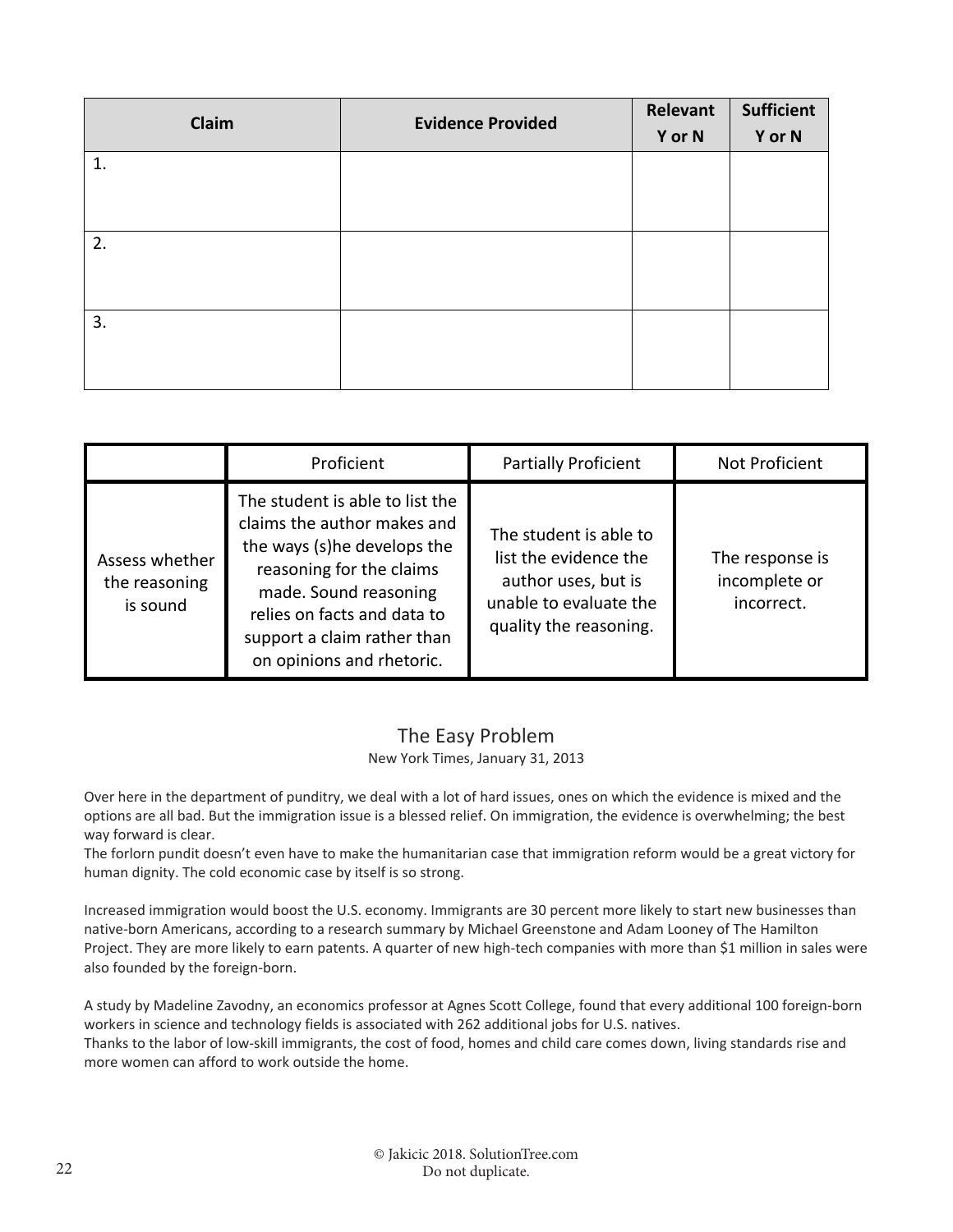| Claim | Evidence Provided | Relevant Y or N | Sufficient Y or N |
|---|---|---|---|
| 1. | | | |
| 2. | | | |
| 3. | | | |

| | Proficient | Partially Proficient | Not Proficient |
|---|---|---|---|
| Assess whether the reasoning is sound | The student is able to list the claims the author makes and the ways (s)he develops the reasoning for the claims made. Sound reasoning relies on facts and data to support a claim rather than on opinions and rhetoric. | The student is able to list the evidence the author uses, but is unable to evaluate the quality the reasoning. | The response is incomplete or incorrect. |

## The Easy Problem

New York Times, January 31, 2013

Over here in the department of punditry, we deal with a lot of hard issues, ones on which the evidence is mixed and the options are all bad. But the immigration issue is a blessed relief. On immigration, the evidence is overwhelming; the best way forward is clear.
The forlorn pundit doesn't even have to make the humanitarian case that immigration reform would be a great victory for human dignity. The cold economic case by itself is so strong.

Increased immigration would boost the U.S. economy. Immigrants are 30 percent more likely to start new businesses than native-born Americans, according to a research summary by Michael Greenstone and Adam Looney of The Hamilton Project. They are more likely to earn patents. A quarter of new high-tech companies with more than $1 million in sales were also founded by the foreign-born.

A study by Madeline Zavodny, an economics professor at Agnes Scott College, found that every additional 100 foreign-born workers in science and technology fields is associated with 262 additional jobs for U.S. natives.
Thanks to the labor of low-skill immigrants, the cost of food, homes and child care comes down, living standards rise and more women can afford to work outside the home.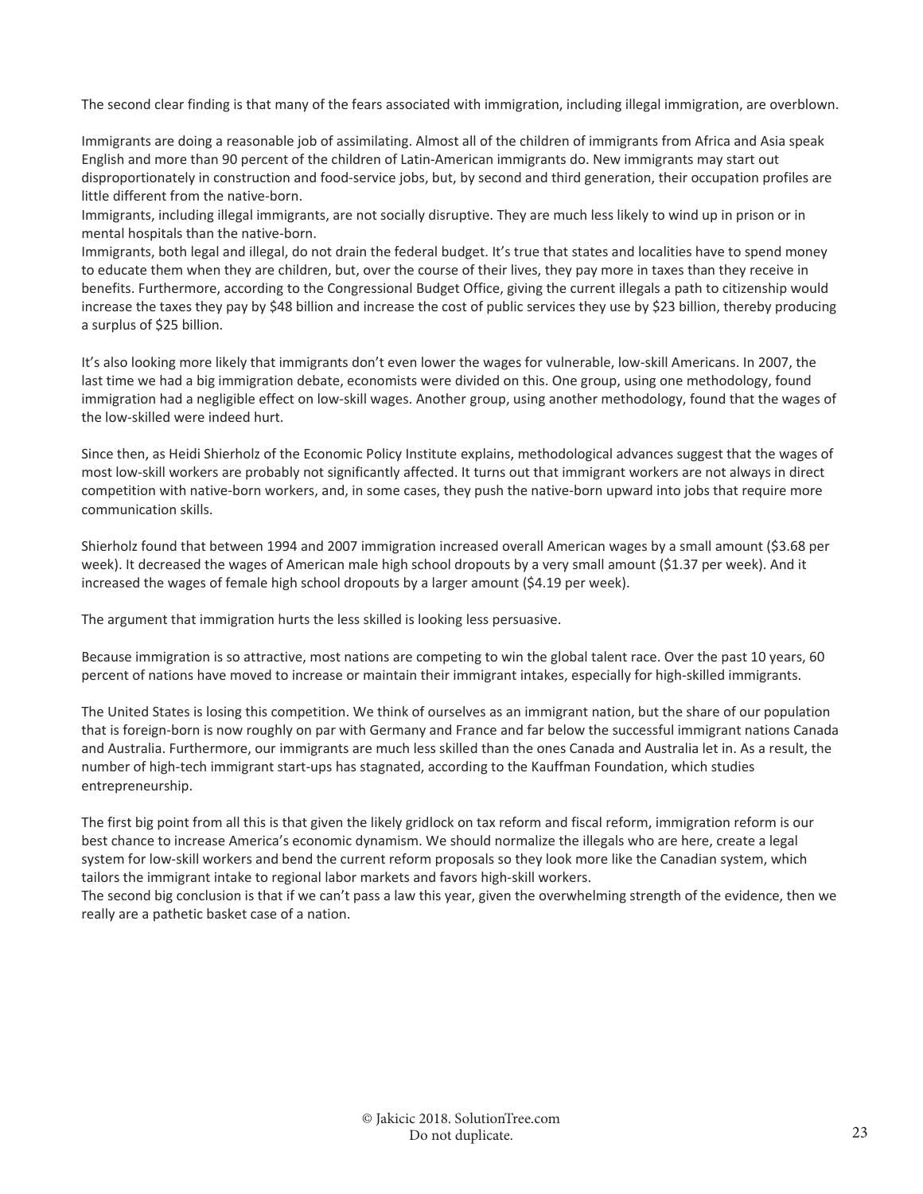The second clear finding is that many of the fears associated with immigration, including illegal immigration, are overblown.

Immigrants are doing a reasonable job of assimilating. Almost all of the children of immigrants from Africa and Asia speak English and more than 90 percent of the children of Latin-American immigrants do. New immigrants may start out disproportionately in construction and food-service jobs, but, by second and third generation, their occupation profiles are little different from the native-born.

Immigrants, including illegal immigrants, are not socially disruptive. They are much less likely to wind up in prison or in mental hospitals than the native-born.

Immigrants, both legal and illegal, do not drain the federal budget. It's true that states and localities have to spend money to educate them when they are children, but, over the course of their lives, they pay more in taxes than they receive in benefits. Furthermore, according to the Congressional Budget Office, giving the current illegals a path to citizenship would increase the taxes they pay by $48 billion and increase the cost of public services they use by $23 billion, thereby producing a surplus of $25 billion.

It's also looking more likely that immigrants don't even lower the wages for vulnerable, low-skill Americans. In 2007, the last time we had a big immigration debate, economists were divided on this. One group, using one methodology, found immigration had a negligible effect on low-skill wages. Another group, using another methodology, found that the wages of the low-skilled were indeed hurt.

Since then, as Heidi Shierholz of the Economic Policy Institute explains, methodological advances suggest that the wages of most low-skill workers are probably not significantly affected. It turns out that immigrant workers are not always in direct competition with native-born workers, and, in some cases, they push the native-born upward into jobs that require more communication skills.

Shierholz found that between 1994 and 2007 immigration increased overall American wages by a small amount ($3.68 per week). It decreased the wages of American male high school dropouts by a very small amount ($1.37 per week). And it increased the wages of female high school dropouts by a larger amount ($4.19 per week).

The argument that immigration hurts the less skilled is looking less persuasive.

Because immigration is so attractive, most nations are competing to win the global talent race. Over the past 10 years, 60 percent of nations have moved to increase or maintain their immigrant intakes, especially for high-skilled immigrants.

The United States is losing this competition. We think of ourselves as an immigrant nation, but the share of our population that is foreign-born is now roughly on par with Germany and France and far below the successful immigrant nations Canada and Australia. Furthermore, our immigrants are much less skilled than the ones Canada and Australia let in. As a result, the number of high-tech immigrant start-ups has stagnated, according to the Kauffman Foundation, which studies entrepreneurship.

The first big point from all this is that given the likely gridlock on tax reform and fiscal reform, immigration reform is our best chance to increase America's economic dynamism. We should normalize the illegals who are here, create a legal system for low-skill workers and bend the current reform proposals so they look more like the Canadian system, which tailors the immigrant intake to regional labor markets and favors high-skill workers.

The second big conclusion is that if we can't pass a law this year, given the overwhelming strength of the evidence, then we really are a pathetic basket case of a nation.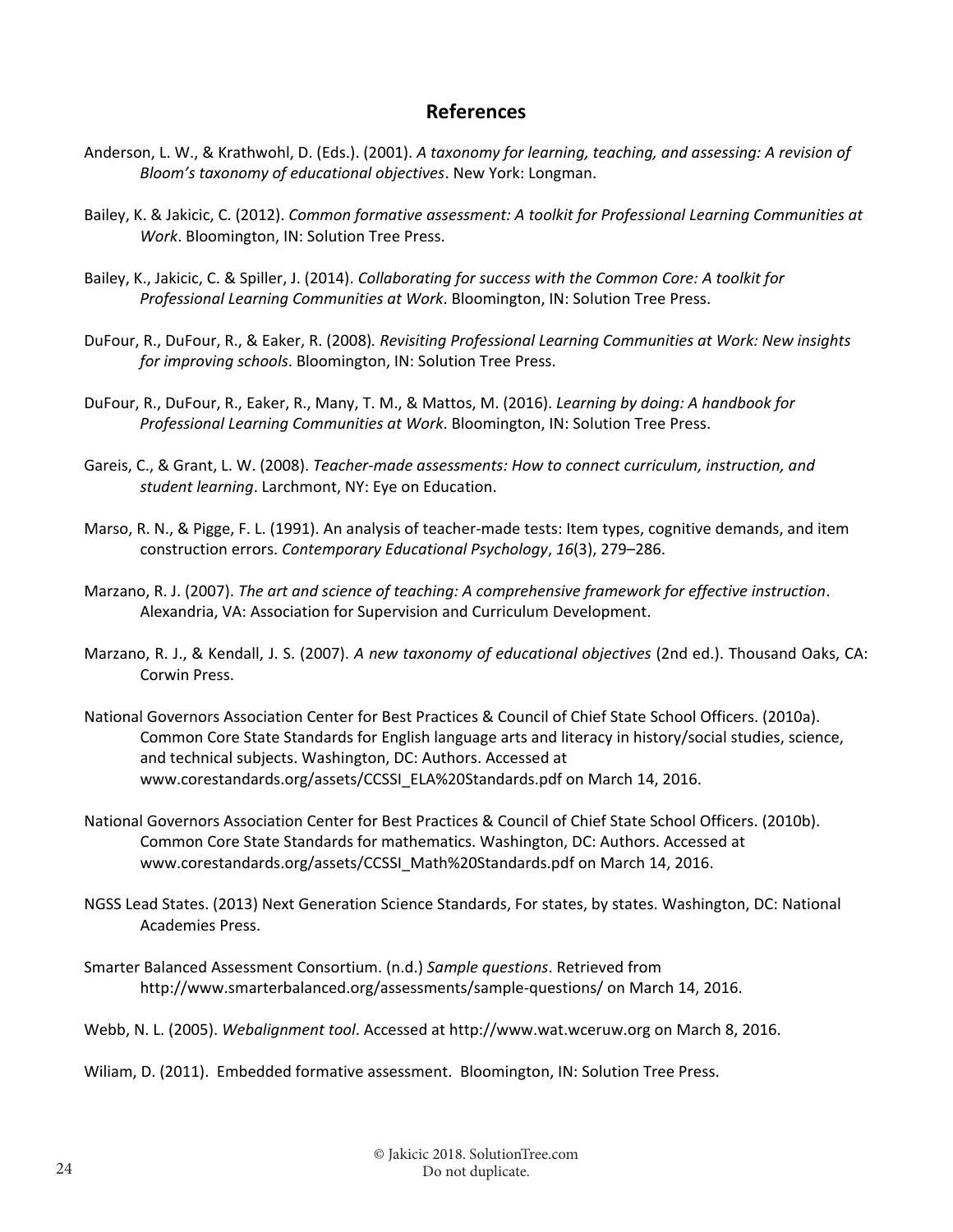## References

Anderson, L. W., & Krathwohl, D. (Eds.). (2001). *A taxonomy for learning, teaching, and assessing: A revision of Bloom's taxonomy of educational objectives*. New York: Longman.

Bailey, K. & Jakicic, C. (2012). *Common formative assessment: A toolkit for Professional Learning Communities at Work*. Bloomington, IN: Solution Tree Press.

Bailey, K., Jakicic, C. & Spiller, J. (2014). *Collaborating for success with the Common Core: A toolkit for Professional Learning Communities at Work*. Bloomington, IN: Solution Tree Press.

DuFour, R., DuFour, R., & Eaker, R. (2008). *Revisiting Professional Learning Communities at Work: New insights for improving schools*. Bloomington, IN: Solution Tree Press.

DuFour, R., DuFour, R., Eaker, R., Many, T. M., & Mattos, M. (2016). *Learning by doing: A handbook for Professional Learning Communities at Work*. Bloomington, IN: Solution Tree Press.

Gareis, C., & Grant, L. W. (2008). *Teacher-made assessments: How to connect curriculum, instruction, and student learning*. Larchmont, NY: Eye on Education.

Marso, R. N., & Pigge, F. L. (1991). An analysis of teacher-made tests: Item types, cognitive demands, and item construction errors. *Contemporary Educational Psychology*, *16*(3), 279–286.

Marzano, R. J. (2007). *The art and science of teaching: A comprehensive framework for effective instruction*. Alexandria, VA: Association for Supervision and Curriculum Development.

Marzano, R. J., & Kendall, J. S. (2007). *A new taxonomy of educational objectives* (2nd ed.). Thousand Oaks, CA: Corwin Press.

National Governors Association Center for Best Practices & Council of Chief State School Officers. (2010a). Common Core State Standards for English language arts and literacy in history/social studies, science, and technical subjects. Washington, DC: Authors. Accessed at www.corestandards.org/assets/CCSSI_ELA%20Standards.pdf on March 14, 2016.

National Governors Association Center for Best Practices & Council of Chief State School Officers. (2010b). Common Core State Standards for mathematics. Washington, DC: Authors. Accessed at www.corestandards.org/assets/CCSSI_Math%20Standards.pdf on March 14, 2016.

NGSS Lead States. (2013) Next Generation Science Standards, For states, by states. Washington, DC: National Academies Press.

Smarter Balanced Assessment Consortium. (n.d.) *Sample questions*. Retrieved from http://www.smarterbalanced.org/assessments/sample-questions/ on March 14, 2016.

Webb, N. L. (2005). *Webalignment tool*. Accessed at http://www.wat.wceruw.org on March 8, 2016.

Wiliam, D. (2011). Embedded formative assessment. Bloomington, IN: Solution Tree Press.

© Jakicic 2018. SolutionTree.com
Do not duplicate.